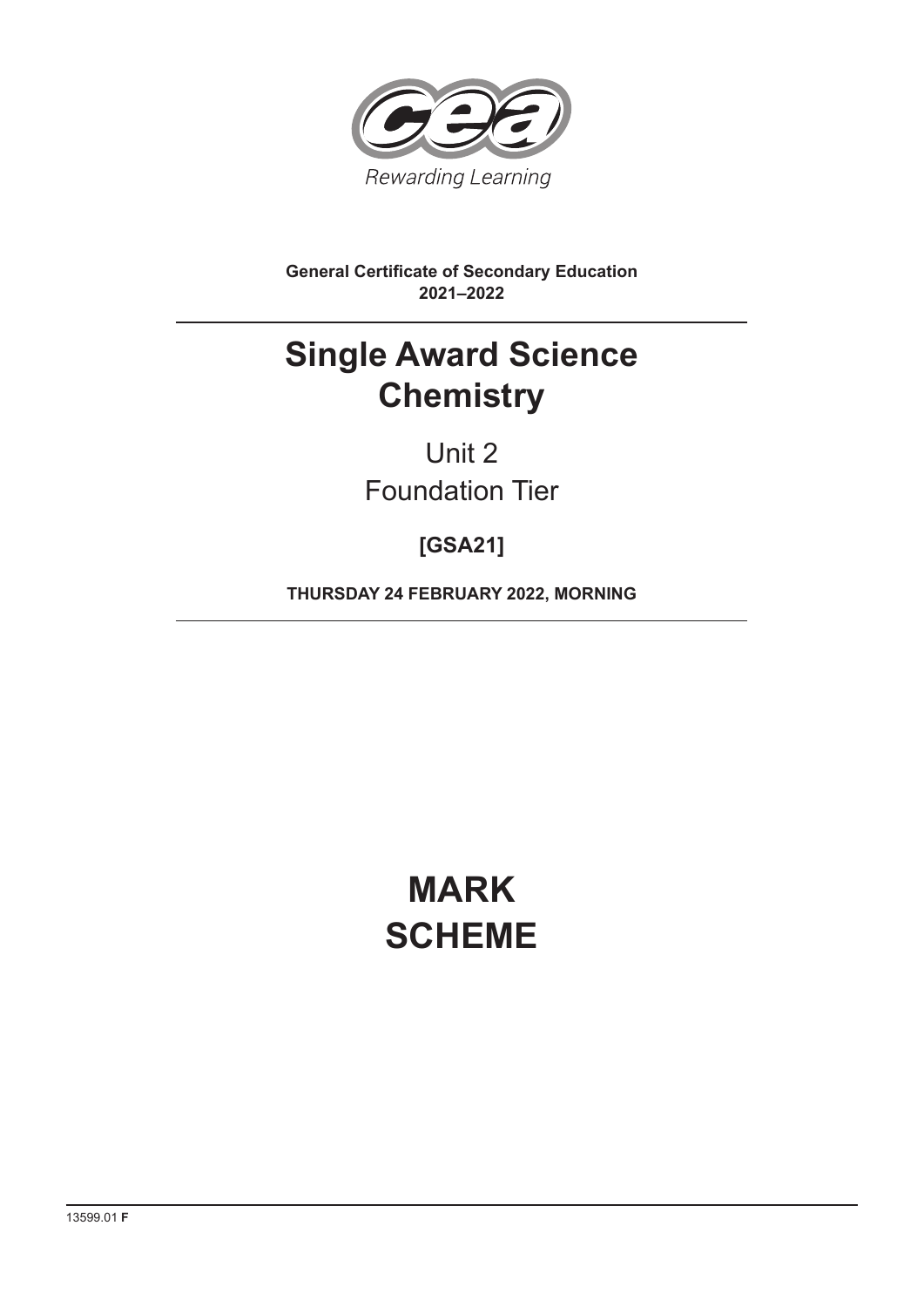Rewarding Learning

**General Certificate of Secondary Education**
**2021–2022**

# Single Award Science
# Chemistry

Unit 2

Foundation Tier

**[GSA21]**

**THURSDAY 24 FEBRUARY 2022, MORNING**

# MARK SCHEME

13599.01 **F**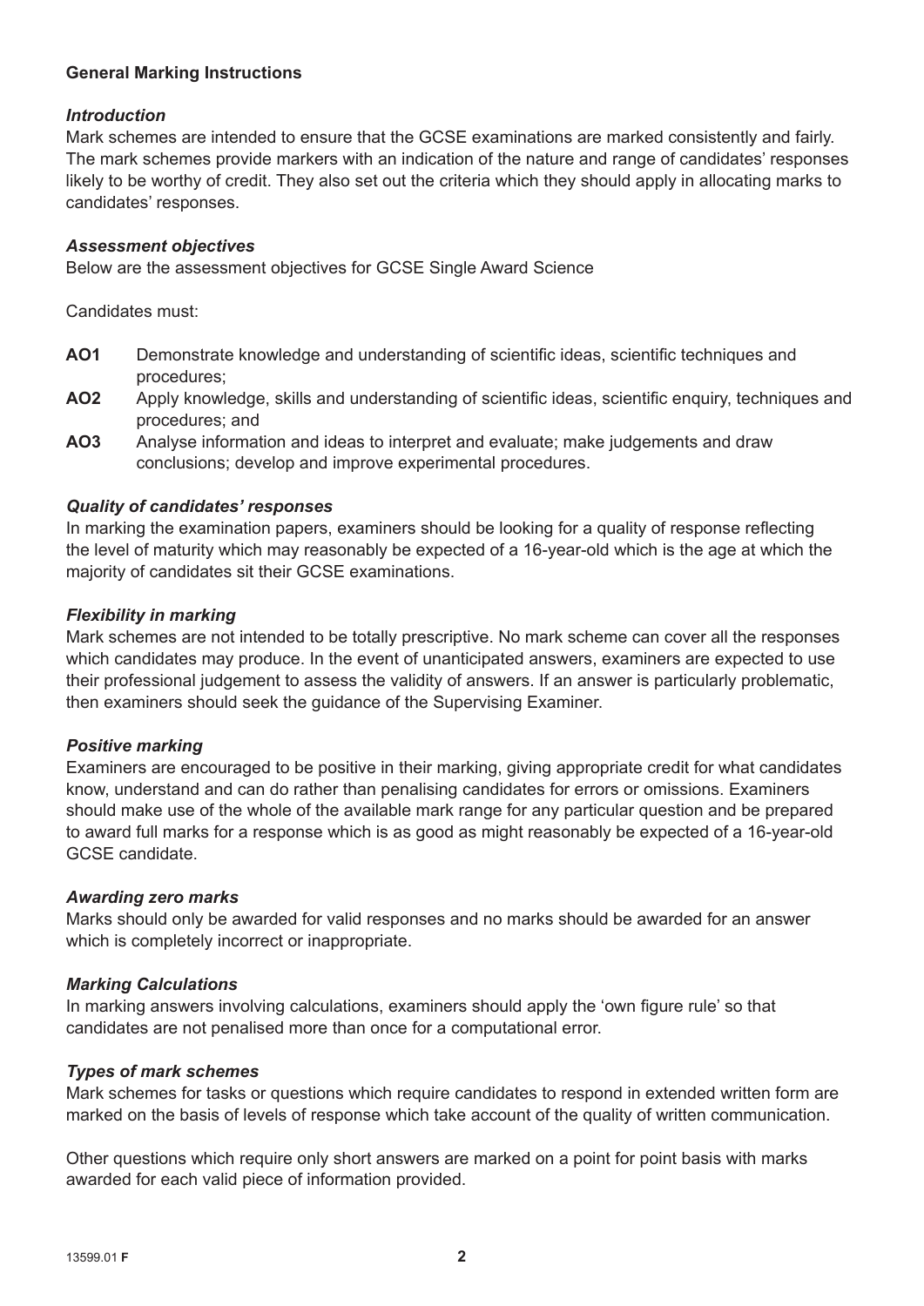## General Marking Instructions

### *Introduction*

Mark schemes are intended to ensure that the GCSE examinations are marked consistently and fairly. The mark schemes provide markers with an indication of the nature and range of candidates' responses likely to be worthy of credit. They also set out the criteria which they should apply in allocating marks to candidates' responses.

### *Assessment objectives*

Below are the assessment objectives for GCSE Single Award Science

Candidates must:

- **AO1** Demonstrate knowledge and understanding of scientific ideas, scientific techniques and procedures;
- **AO2** Apply knowledge, skills and understanding of scientific ideas, scientific enquiry, techniques and procedures; and
- **AO3** Analyse information and ideas to interpret and evaluate; make judgements and draw conclusions; develop and improve experimental procedures.

### *Quality of candidates' responses*

In marking the examination papers, examiners should be looking for a quality of response reflecting the level of maturity which may reasonably be expected of a 16-year-old which is the age at which the majority of candidates sit their GCSE examinations.

### *Flexibility in marking*

Mark schemes are not intended to be totally prescriptive. No mark scheme can cover all the responses which candidates may produce. In the event of unanticipated answers, examiners are expected to use their professional judgement to assess the validity of answers. If an answer is particularly problematic, then examiners should seek the guidance of the Supervising Examiner.

### *Positive marking*

Examiners are encouraged to be positive in their marking, giving appropriate credit for what candidates know, understand and can do rather than penalising candidates for errors or omissions. Examiners should make use of the whole of the available mark range for any particular question and be prepared to award full marks for a response which is as good as might reasonably be expected of a 16-year-old GCSE candidate.

### *Awarding zero marks*

Marks should only be awarded for valid responses and no marks should be awarded for an answer which is completely incorrect or inappropriate.

### *Marking Calculations*

In marking answers involving calculations, examiners should apply the 'own figure rule' so that candidates are not penalised more than once for a computational error.

### *Types of mark schemes*

Mark schemes for tasks or questions which require candidates to respond in extended written form are marked on the basis of levels of response which take account of the quality of written communication.

Other questions which require only short answers are marked on a point for point basis with marks awarded for each valid piece of information provided.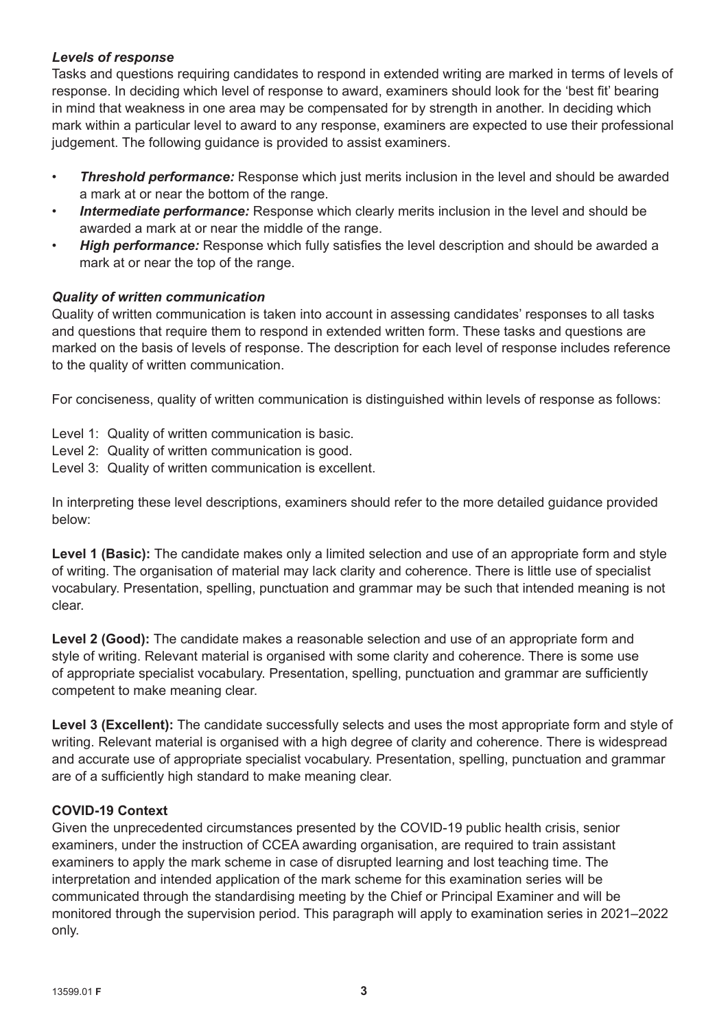### *Levels of response*

Tasks and questions requiring candidates to respond in extended writing are marked in terms of levels of response. In deciding which level of response to award, examiners should look for the 'best fit' bearing in mind that weakness in one area may be compensated for by strength in another. In deciding which mark within a particular level to award to any response, examiners are expected to use their professional judgement. The following guidance is provided to assist examiners.

- ***Threshold performance:*** Response which just merits inclusion in the level and should be awarded a mark at or near the bottom of the range.
- ***Intermediate performance:*** Response which clearly merits inclusion in the level and should be awarded a mark at or near the middle of the range.
- ***High performance:*** Response which fully satisfies the level description and should be awarded a mark at or near the top of the range.

### *Quality of written communication*

Quality of written communication is taken into account in assessing candidates' responses to all tasks and questions that require them to respond in extended written form. These tasks and questions are marked on the basis of levels of response. The description for each level of response includes reference to the quality of written communication.

For conciseness, quality of written communication is distinguished within levels of response as follows:

Level 1: Quality of written communication is basic.
Level 2: Quality of written communication is good.
Level 3: Quality of written communication is excellent.

In interpreting these level descriptions, examiners should refer to the more detailed guidance provided below:

**Level 1 (Basic):** The candidate makes only a limited selection and use of an appropriate form and style of writing. The organisation of material may lack clarity and coherence. There is little use of specialist vocabulary. Presentation, spelling, punctuation and grammar may be such that intended meaning is not clear.

**Level 2 (Good):** The candidate makes a reasonable selection and use of an appropriate form and style of writing. Relevant material is organised with some clarity and coherence. There is some use of appropriate specialist vocabulary. Presentation, spelling, punctuation and grammar are sufficiently competent to make meaning clear.

**Level 3 (Excellent):** The candidate successfully selects and uses the most appropriate form and style of writing. Relevant material is organised with a high degree of clarity and coherence. There is widespread and accurate use of appropriate specialist vocabulary. Presentation, spelling, punctuation and grammar are of a sufficiently high standard to make meaning clear.

### **COVID-19 Context**

Given the unprecedented circumstances presented by the COVID-19 public health crisis, senior examiners, under the instruction of CCEA awarding organisation, are required to train assistant examiners to apply the mark scheme in case of disrupted learning and lost teaching time. The interpretation and intended application of the mark scheme for this examination series will be communicated through the standardising meeting by the Chief or Principal Examiner and will be monitored through the supervision period. This paragraph will apply to examination series in 2021–2022 only.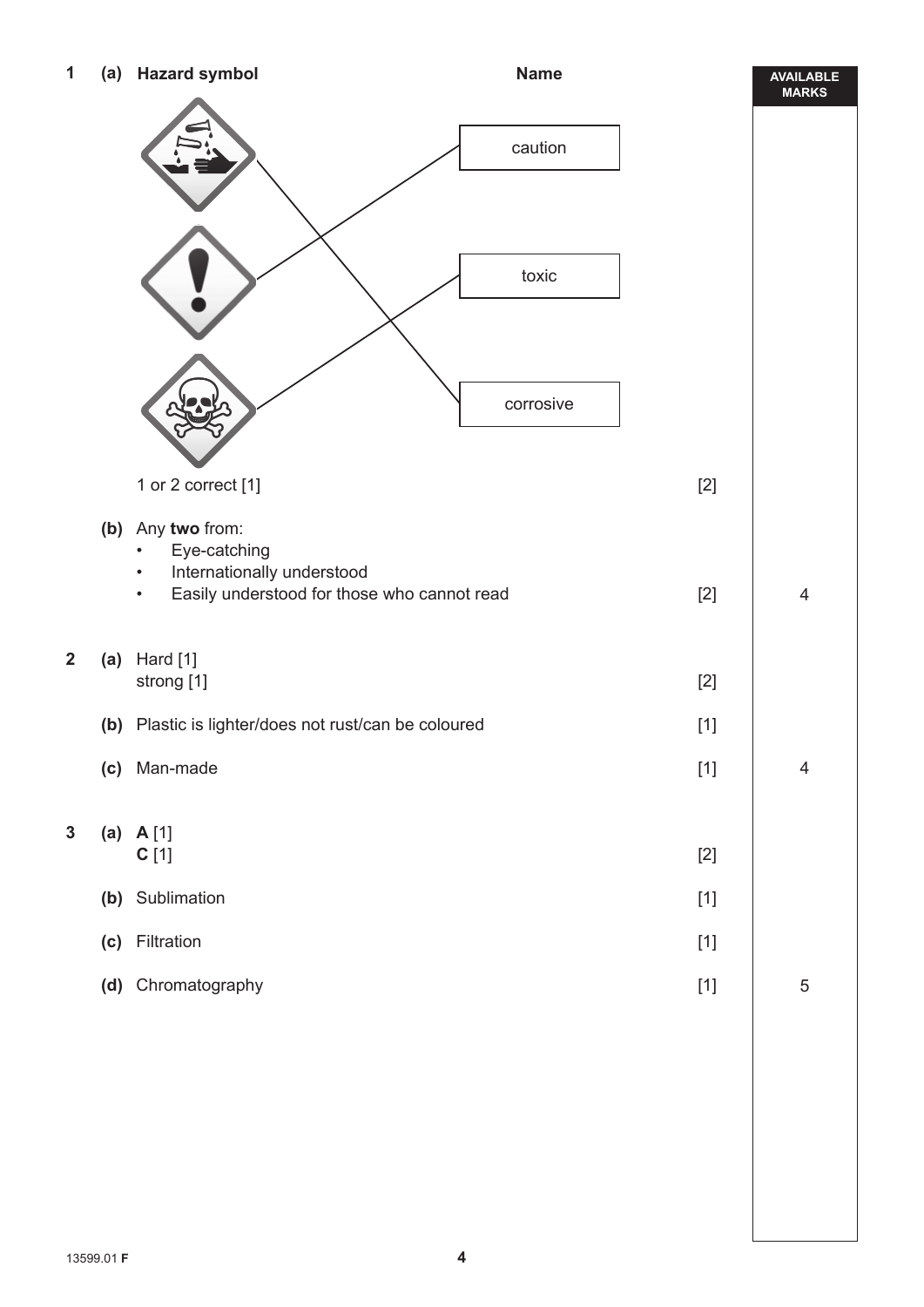| | | | | AVAILABLE MARKS |
|---|---|---|---|---|
| **1** | **(a)** | **Hazard symbol** / **Name**<br><br>corrosive symbol — corrosive<br>caution symbol — caution<br>toxic symbol — toxic<br><br>1 or 2 correct [1] | [2] | |
| | **(b)** | Any **two** from:<br>• Eye-catching<br>• Internationally understood<br>• Easily understood for those who cannot read | [2] | 4 |
| **2** | **(a)** | Hard [1]<br>strong [1] | [2] | |
| | **(b)** | Plastic is lighter/does not rust/can be coloured | [1] | |
| | **(c)** | Man-made | [1] | 4 |
| **3** | **(a)** | **A** [1]<br>**C** [1] | [2] | |
| | **(b)** | Sublimation | [1] | |
| | **(c)** | Filtration | [1] | |
| | **(d)** | Chromatography | [1] | 5 |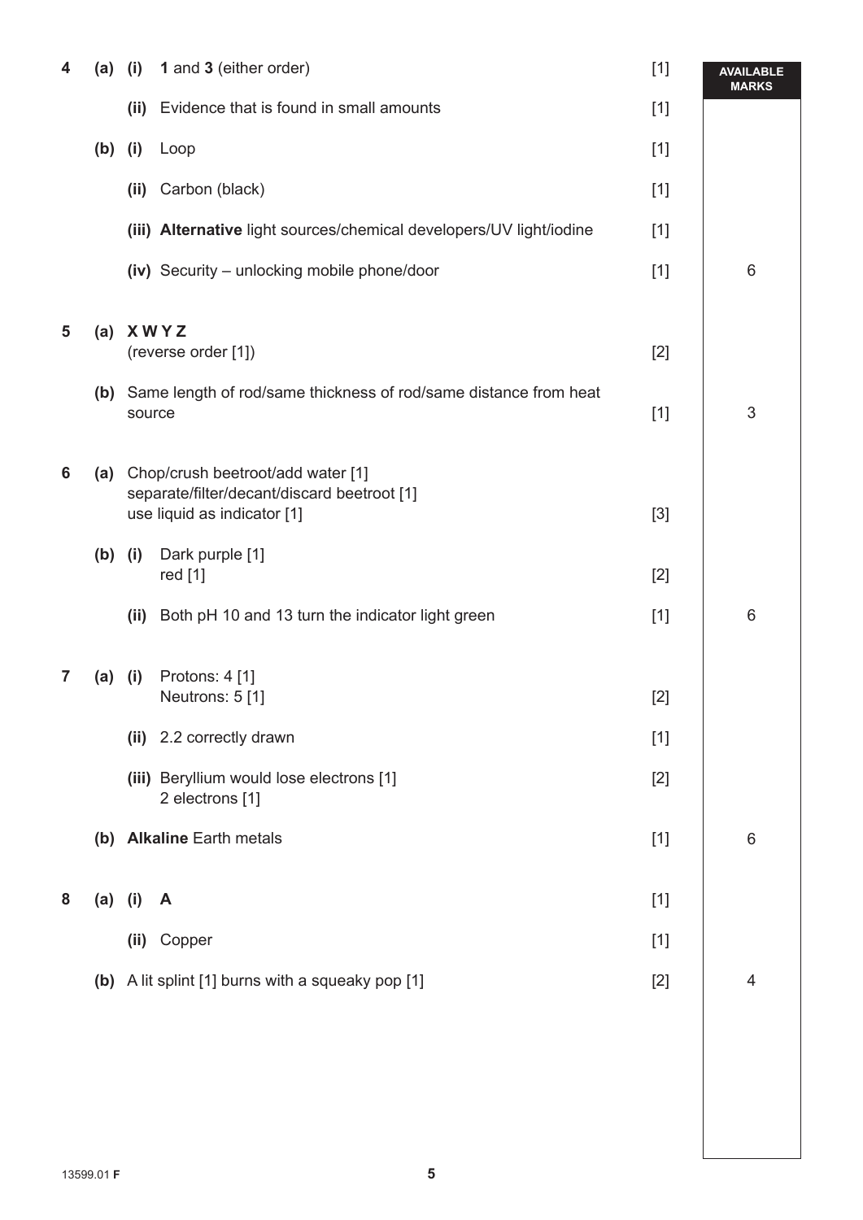| Question | | | Answer | Marks | AVAILABLE MARKS |
|---|---|---|---|---|---|
| 4 | (a) | (i) | **1** and **3** (either order) | [1] | |
| | | (ii) | Evidence that is found in small amounts | [1] | |
| | (b) | (i) | Loop | [1] | |
| | | (ii) | Carbon (black) | [1] | |
| | | (iii) | **Alternative** light sources/chemical developers/UV light/iodine | [1] | |
| | | (iv) | Security – unlocking mobile phone/door | [1] | 6 |
| 5 | (a) | | **X W Y Z** (reverse order [1]) | [2] | |
| | (b) | | Same length of rod/same thickness of rod/same distance from heat source | [1] | 3 |
| 6 | (a) | | Chop/crush beetroot/add water [1] separate/filter/decant/discard beetroot [1] use liquid as indicator [1] | [3] | |
| | (b) | (i) | Dark purple [1] red [1] | [2] | |
| | | (ii) | Both pH 10 and 13 turn the indicator light green | [1] | 6 |
| 7 | (a) | (i) | Protons: 4 [1] Neutrons: 5 [1] | [2] | |
| | | (ii) | 2.2 correctly drawn | [1] | |
| | | (iii) | Beryllium would lose electrons [1] 2 electrons [1] | [2] | |
| | (b) | | **Alkaline** Earth metals | [1] | 6 |
| 8 | (a) | (i) | **A** | [1] | |
| | | (ii) | Copper | [1] | |
| | (b) | | A lit splint [1] burns with a squeaky pop [1] | [2] | 4 |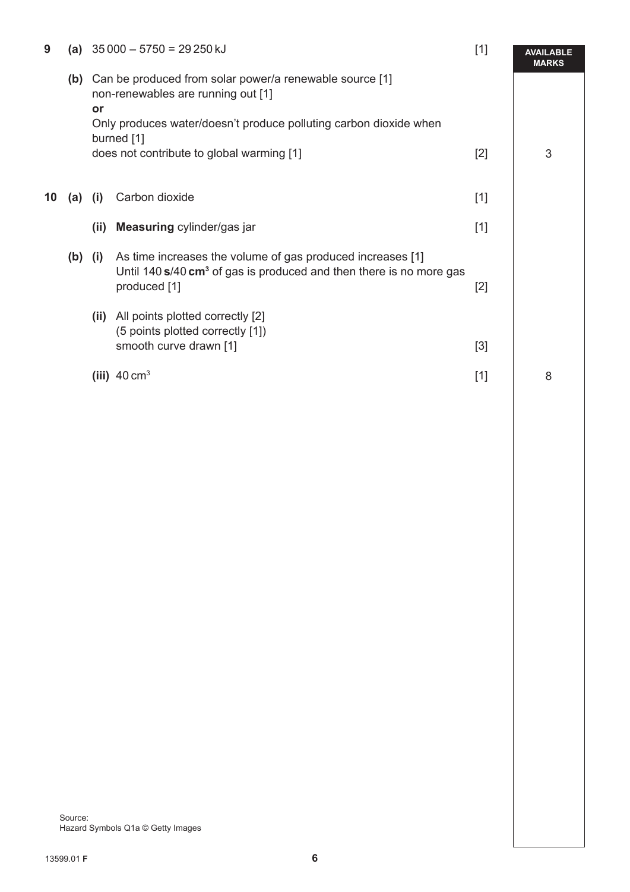| | | | | | AVAILABLE MARKS |
|---|---|---|---|---|---|
| 9 | (a) | | 35 000 – 5750 = 29 250 kJ | [1] | |
| | (b) | | Can be produced from solar power/a renewable source [1] <br> non-renewables are running out [1] <br> **or** <br> Only produces water/doesn't produce polluting carbon dioxide when burned [1] <br> does not contribute to global warming [1] | [2] | 3 |
| 10 | (a) | (i) | Carbon dioxide | [1] | |
| | | (ii) | **Measuring** cylinder/gas jar | [1] | |
| | (b) | (i) | As time increases the volume of gas produced increases [1] <br> Until 140 **s**/40 $\mathbf{cm^3}$ of gas is produced and then there is no more gas produced [1] | [2] | |
| | | (ii) | All points plotted correctly [2] <br> (5 points plotted correctly [1]) <br> smooth curve drawn [1] | [3] | |
| | | (iii) | 40 $cm^3$ | [1] | 8 |

Source:
Hazard Symbols Q1a © Getty Images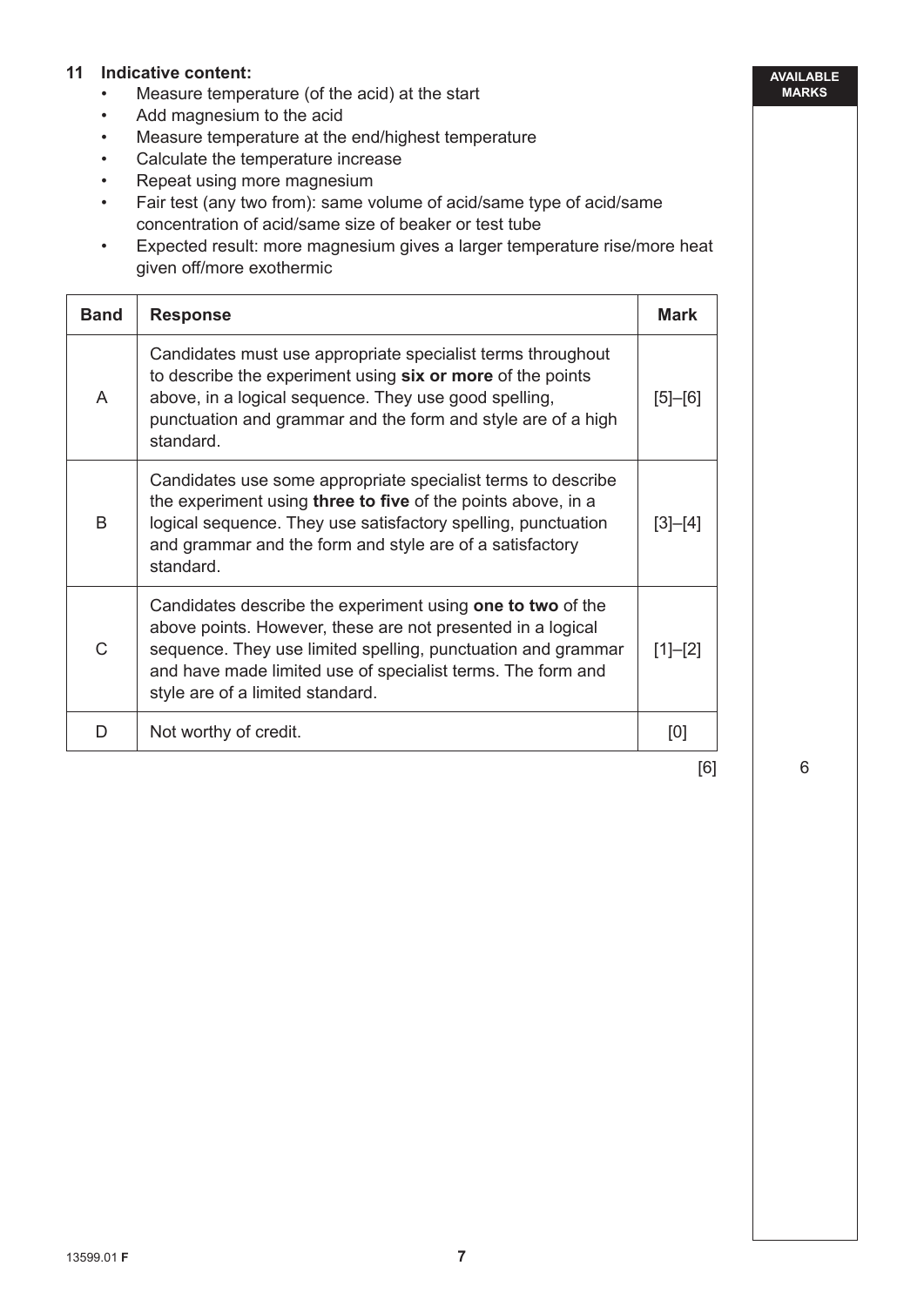**AVAILABLE MARKS**

**11 Indicative content:**

- Measure temperature (of the acid) at the start
- Add magnesium to the acid
- Measure temperature at the end/highest temperature
- Calculate the temperature increase
- Repeat using more magnesium
- Fair test (any two from): same volume of acid/same type of acid/same concentration of acid/same size of beaker or test tube
- Expected result: more magnesium gives a larger temperature rise/more heat given off/more exothermic

| Band | Response | Mark |
|---|---|---|
| A | Candidates must use appropriate specialist terms throughout to describe the experiment using **six or more** of the points above, in a logical sequence. They use good spelling, punctuation and grammar and the form and style are of a high standard. | [5]–[6] |
| B | Candidates use some appropriate specialist terms to describe the experiment using **three to five** of the points above, in a logical sequence. They use satisfactory spelling, punctuation and grammar and the form and style are of a satisfactory standard. | [3]–[4] |
| C | Candidates describe the experiment using **one to two** of the above points. However, these are not presented in a logical sequence. They use limited spelling, punctuation and grammar and have made limited use of specialist terms. The form and style are of a limited standard. | [1]–[2] |
| D | Not worthy of credit. | [0] |

[6] 6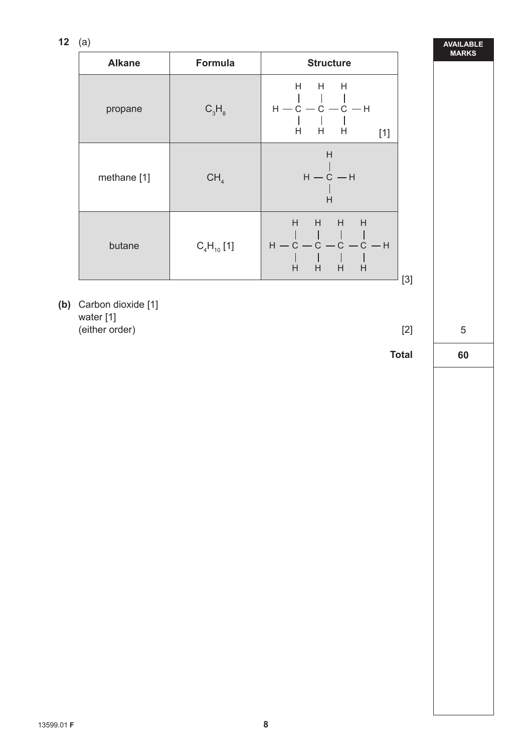**12 (a)**

| Alkane | Formula | Structure |
|---|---|---|
| propane | $C_3H_8$ | H–C(H)(H)–C(H)(H)–C(H)(H)–H [1] |
| methane [1] | $CH_4$ | H–C(H)(H)–H |
| butane | $C_4H_{10}$ [1] | H–C(H)(H)–C(H)(H)–C(H)(H)–C(H)(H)–H |

[3]

**(b)** Carbon dioxide [1]
water [1]
(either order)

[2]

AVAILABLE MARKS: 5

**Total** 60